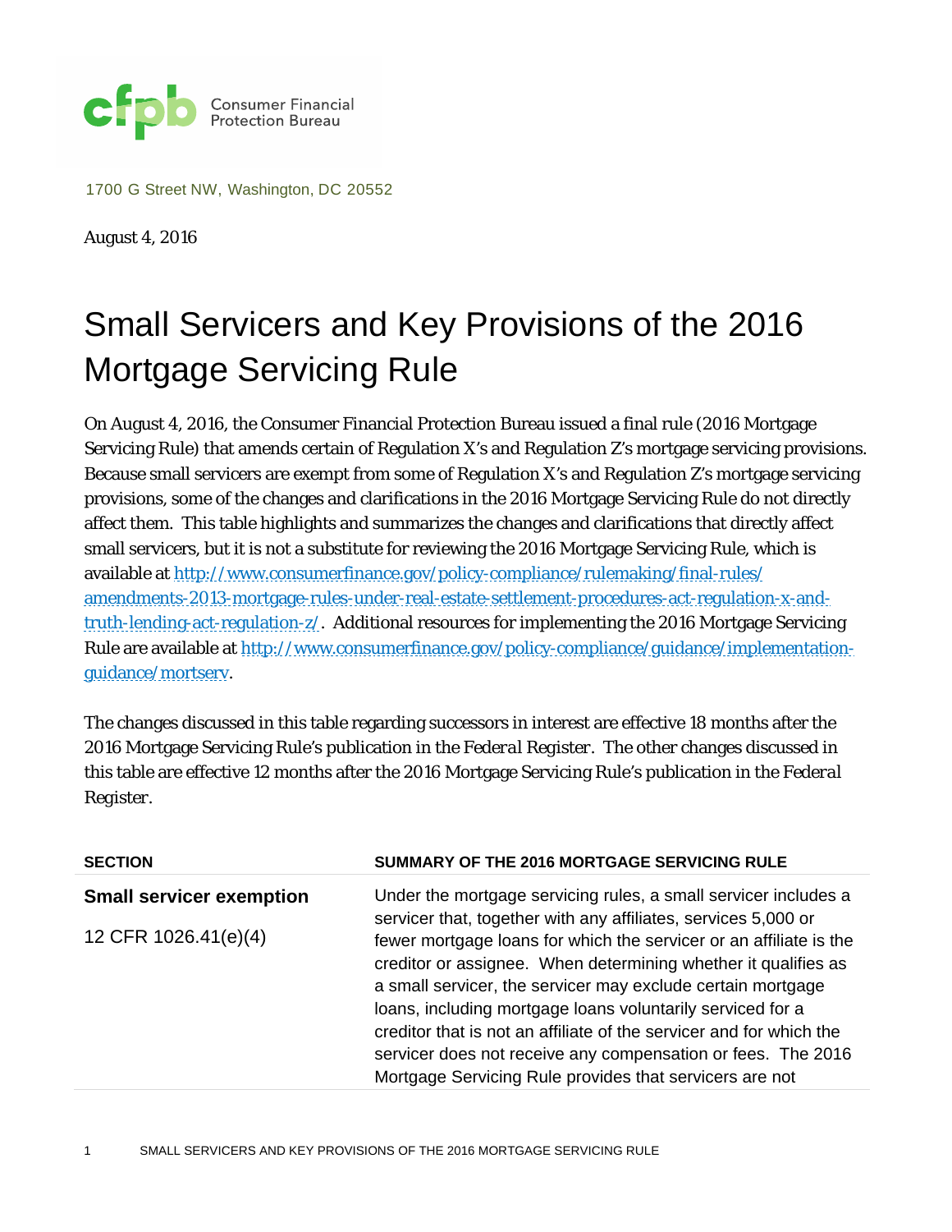Consumer Financial Protection Bureau

1700 G Street NW, Washington, DC 20552

August 4, 2016

# Small Servicers and Key Provisions of the 2016 Mortgage Servicing Rule

On August 4, 2016, the Consumer Financial Protection Bureau issued a final rule (2016 Mortgage Servicing Rule) that amends certain of Regulation X's and Regulation Z's mortgage servicing provisions. Because small servicers are exempt from some of Regulation X's and Regulation Z's mortgage servicing provisions, some of the changes and clarifications in the 2016 Mortgage Servicing Rule do not directly affect them. This table highlights and summarizes the changes and clarifications that directly affect small servicers, but it is not a substitute for reviewing the 2016 Mortgage Servicing Rule, which is available at [http://www.consumerfinance.gov/policy-compliance/rulemaking/final-rules/amendments-2013-mortgage-rules-under-real-estate-settlement-procedures-act-regulation-x-and-truth-lending-act-regulation-z/](http://www.consumerfinance.gov/policy-compliance/rulemaking/final-rules/amendments-2013-mortgage-rules-under-real-estate-settlement-procedures-act-regulation-x-and-truth-lending-act-regulation-z/). Additional resources for implementing the 2016 Mortgage Servicing Rule are available at [http://www.consumerfinance.gov/policy-compliance/guidance/implementation-guidance/mortserv](http://www.consumerfinance.gov/policy-compliance/guidance/implementation-guidance/mortserv).

The changes discussed in this table regarding successors in interest are effective 18 months after the 2016 Mortgage Servicing Rule's publication in the *Federal Register*. The other changes discussed in this table are effective 12 months after the 2016 Mortgage Servicing Rule's publication in the *Federal Register*.

| SECTION | SUMMARY OF THE 2016 MORTGAGE SERVICING RULE |
|---|---|
| **Small servicer exemption**<br><br>12 CFR 1026.41(e)(4) | Under the mortgage servicing rules, a small servicer includes a servicer that, together with any affiliates, services 5,000 or fewer mortgage loans for which the servicer or an affiliate is the creditor or assignee. When determining whether it qualifies as a small servicer, the servicer may exclude certain mortgage loans, including mortgage loans voluntarily serviced for a creditor that is not an affiliate of the servicer and for which the servicer does not receive any compensation or fees. The 2016 Mortgage Servicing Rule provides that servicers are not |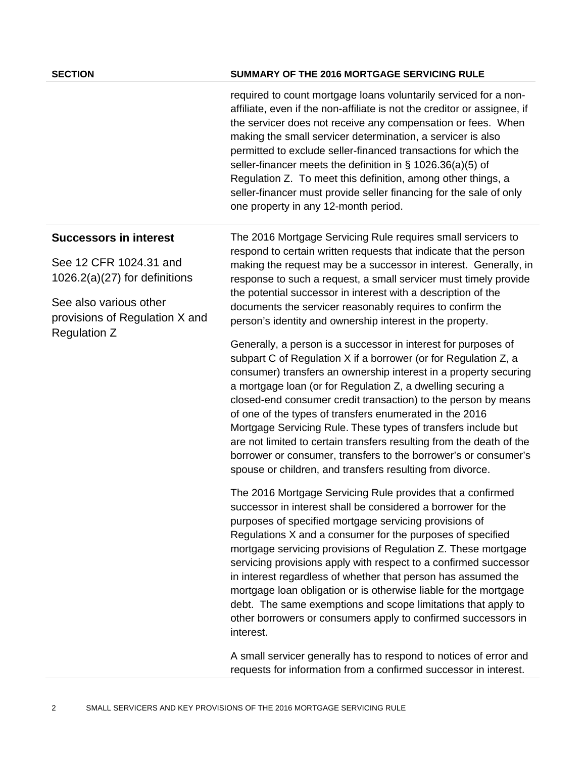| SECTION | SUMMARY OF THE 2016 MORTGAGE SERVICING RULE |
|---|---|
| | required to count mortgage loans voluntarily serviced for a non-affiliate, even if the non-affiliate is not the creditor or assignee, if the servicer does not receive any compensation or fees. When making the small servicer determination, a servicer is also permitted to exclude seller-financed transactions for which the seller-financer meets the definition in § 1026.36(a)(5) of Regulation Z. To meet this definition, among other things, a seller-financer must provide seller financing for the sale of only one property in any 12-month period. |
| **Successors in interest**<br><br>See 12 CFR 1024.31 and 1026.2(a)(27) for definitions<br><br>See also various other provisions of Regulation X and Regulation Z | The 2016 Mortgage Servicing Rule requires small servicers to respond to certain written requests that indicate that the person making the request may be a successor in interest. Generally, in response to such a request, a small servicer must timely provide the potential successor in interest with a description of the documents the servicer reasonably requires to confirm the person's identity and ownership interest in the property.<br><br>Generally, a person is a successor in interest for purposes of subpart C of Regulation X if a borrower (or for Regulation Z, a consumer) transfers an ownership interest in a property securing a mortgage loan (or for Regulation Z, a dwelling securing a closed-end consumer credit transaction) to the person by means of one of the types of transfers enumerated in the 2016 Mortgage Servicing Rule. These types of transfers include but are not limited to certain transfers resulting from the death of the borrower or consumer, transfers to the borrower's or consumer's spouse or children, and transfers resulting from divorce.<br><br>The 2016 Mortgage Servicing Rule provides that a confirmed successor in interest shall be considered a borrower for the purposes of specified mortgage servicing provisions of Regulations X and a consumer for the purposes of specified mortgage servicing provisions of Regulation Z. These mortgage servicing provisions apply with respect to a confirmed successor in interest regardless of whether that person has assumed the mortgage loan obligation or is otherwise liable for the mortgage debt. The same exemptions and scope limitations that apply to other borrowers or consumers apply to confirmed successors in interest.<br><br>A small servicer generally has to respond to notices of error and requests for information from a confirmed successor in interest. |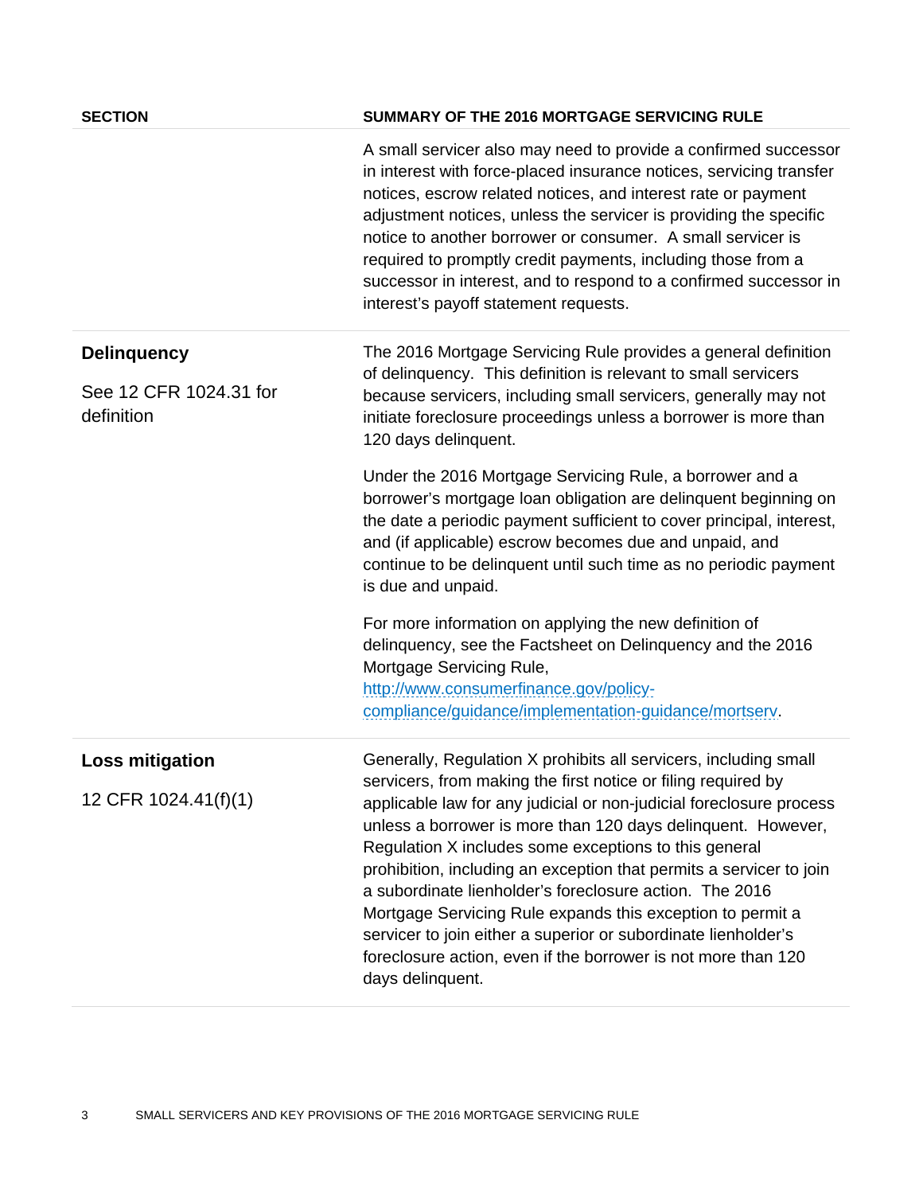| SECTION | SUMMARY OF THE 2016 MORTGAGE SERVICING RULE |
|---|---|
| | A small servicer also may need to provide a confirmed successor in interest with force-placed insurance notices, servicing transfer notices, escrow related notices, and interest rate or payment adjustment notices, unless the servicer is providing the specific notice to another borrower or consumer. A small servicer is required to promptly credit payments, including those from a successor in interest, and to respond to a confirmed successor in interest's payoff statement requests. |
| **Delinquency**<br><br>See 12 CFR 1024.31 for definition | The 2016 Mortgage Servicing Rule provides a general definition of delinquency. This definition is relevant to small servicers because servicers, including small servicers, generally may not initiate foreclosure proceedings unless a borrower is more than 120 days delinquent.<br><br>Under the 2016 Mortgage Servicing Rule, a borrower and a borrower's mortgage loan obligation are delinquent beginning on the date a periodic payment sufficient to cover principal, interest, and (if applicable) escrow becomes due and unpaid, and continue to be delinquent until such time as no periodic payment is due and unpaid.<br><br>For more information on applying the new definition of delinquency, see the Factsheet on Delinquency and the 2016 Mortgage Servicing Rule, http://www.consumerfinance.gov/policy-compliance/guidance/implementation-guidance/mortserv. |
| **Loss mitigation**<br><br>12 CFR 1024.41(f)(1) | Generally, Regulation X prohibits all servicers, including small servicers, from making the first notice or filing required by applicable law for any judicial or non-judicial foreclosure process unless a borrower is more than 120 days delinquent. However, Regulation X includes some exceptions to this general prohibition, including an exception that permits a servicer to join a subordinate lienholder's foreclosure action. The 2016 Mortgage Servicing Rule expands this exception to permit a servicer to join either a superior or subordinate lienholder's foreclosure action, even if the borrower is not more than 120 days delinquent. |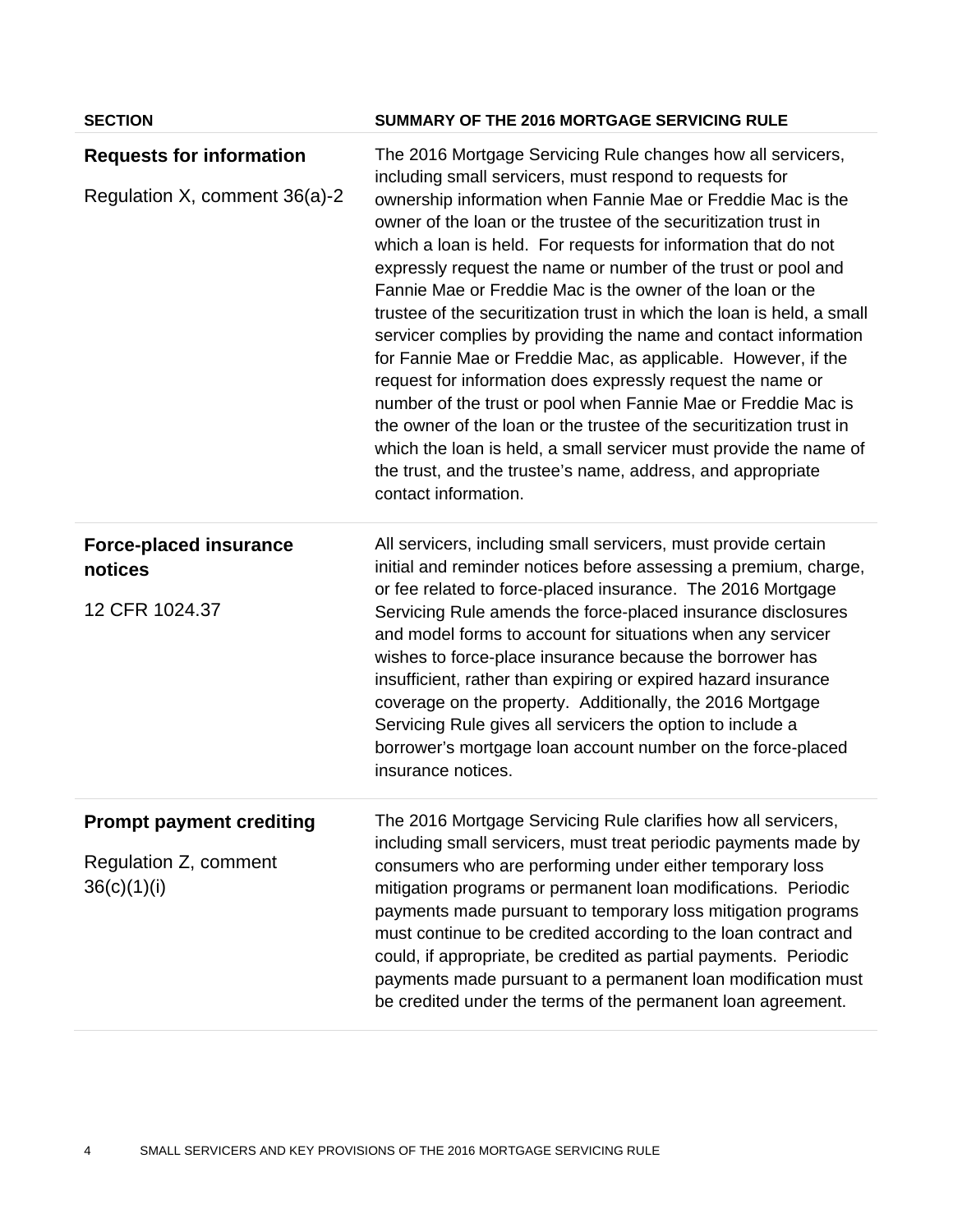| SECTION | SUMMARY OF THE 2016 MORTGAGE SERVICING RULE |
|---|---|
| **Requests for information**<br><br>Regulation X, comment 36(a)-2 | The 2016 Mortgage Servicing Rule changes how all servicers, including small servicers, must respond to requests for ownership information when Fannie Mae or Freddie Mac is the owner of the loan or the trustee of the securitization trust in which a loan is held. For requests for information that do not expressly request the name or number of the trust or pool and Fannie Mae or Freddie Mac is the owner of the loan or the trustee of the securitization trust in which the loan is held, a small servicer complies by providing the name and contact information for Fannie Mae or Freddie Mac, as applicable. However, if the request for information does expressly request the name or number of the trust or pool when Fannie Mae or Freddie Mac is the owner of the loan or the trustee of the securitization trust in which the loan is held, a small servicer must provide the name of the trust, and the trustee's name, address, and appropriate contact information. |
| **Force-placed insurance notices**<br><br>12 CFR 1024.37 | All servicers, including small servicers, must provide certain initial and reminder notices before assessing a premium, charge, or fee related to force-placed insurance. The 2016 Mortgage Servicing Rule amends the force-placed insurance disclosures and model forms to account for situations when any servicer wishes to force-place insurance because the borrower has insufficient, rather than expiring or expired hazard insurance coverage on the property. Additionally, the 2016 Mortgage Servicing Rule gives all servicers the option to include a borrower's mortgage loan account number on the force-placed insurance notices. |
| **Prompt payment crediting**<br><br>Regulation Z, comment 36(c)(1)(i) | The 2016 Mortgage Servicing Rule clarifies how all servicers, including small servicers, must treat periodic payments made by consumers who are performing under either temporary loss mitigation programs or permanent loan modifications. Periodic payments made pursuant to temporary loss mitigation programs must continue to be credited according to the loan contract and could, if appropriate, be credited as partial payments. Periodic payments made pursuant to a permanent loan modification must be credited under the terms of the permanent loan agreement. |